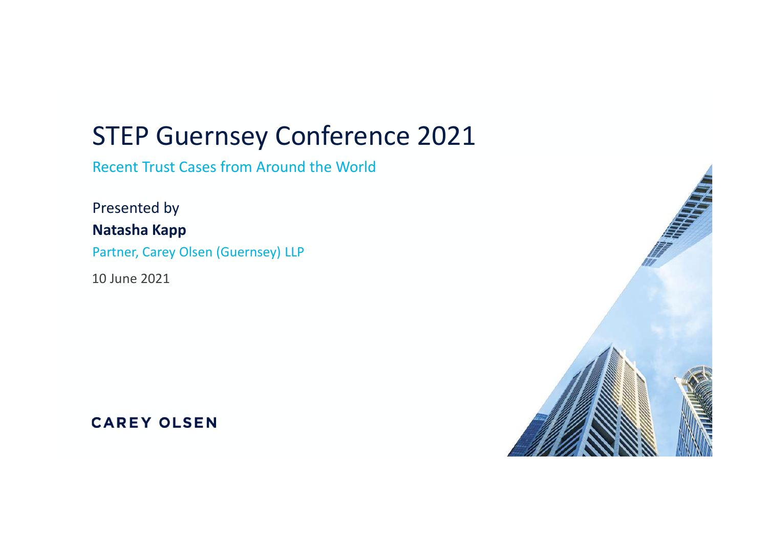# STEP Guernsey Conference 2021

## Recent Trust Cases from Around the World

Presented by

**Natasha Kapp**

Partner, Carey Olsen (Guernsey) LLP

10 June 2021

CAREY OLSEN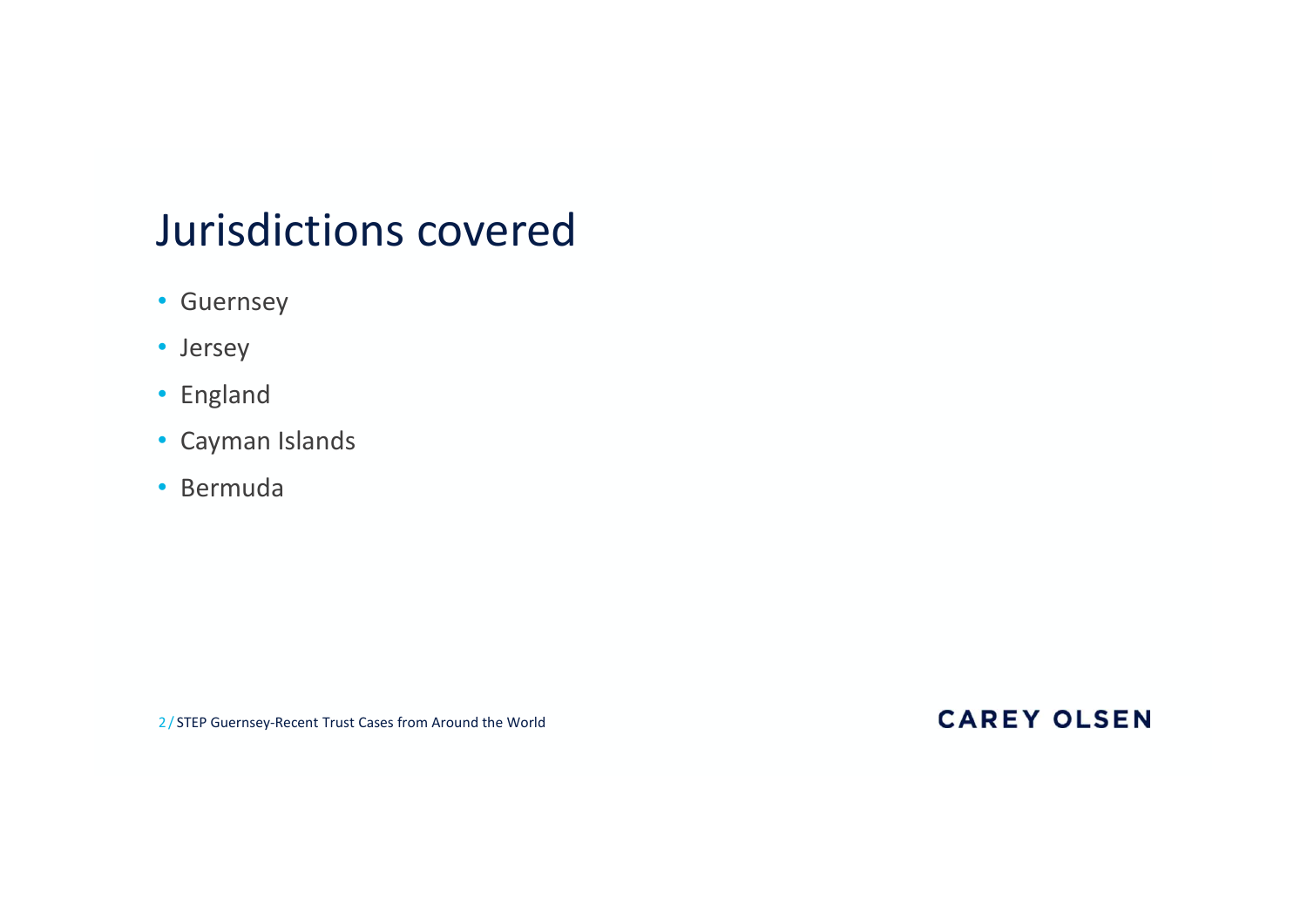# Jurisdictions covered

- Guernsey
- Jersey
- England
- Cayman Islands
- Bermuda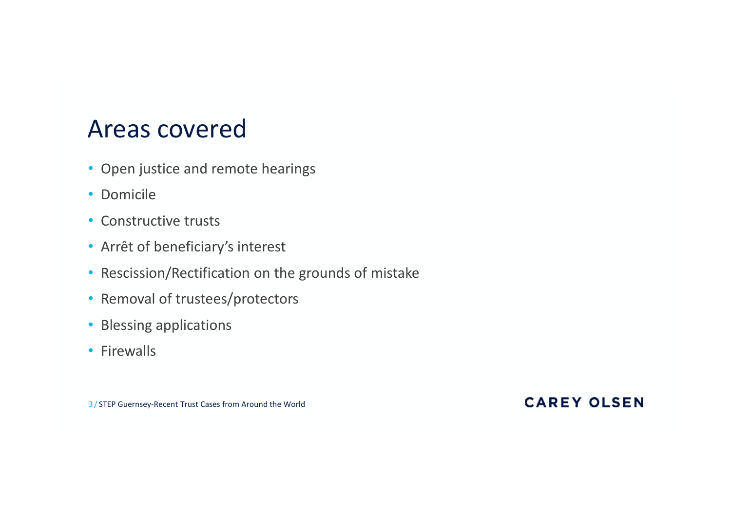# Areas covered

- Open justice and remote hearings
- Domicile
- Constructive trusts
- Arrêt of beneficiary’s interest
- Rescission/Rectification on the grounds of mistake
- Removal of trustees/protectors
- Blessing applications
- Firewalls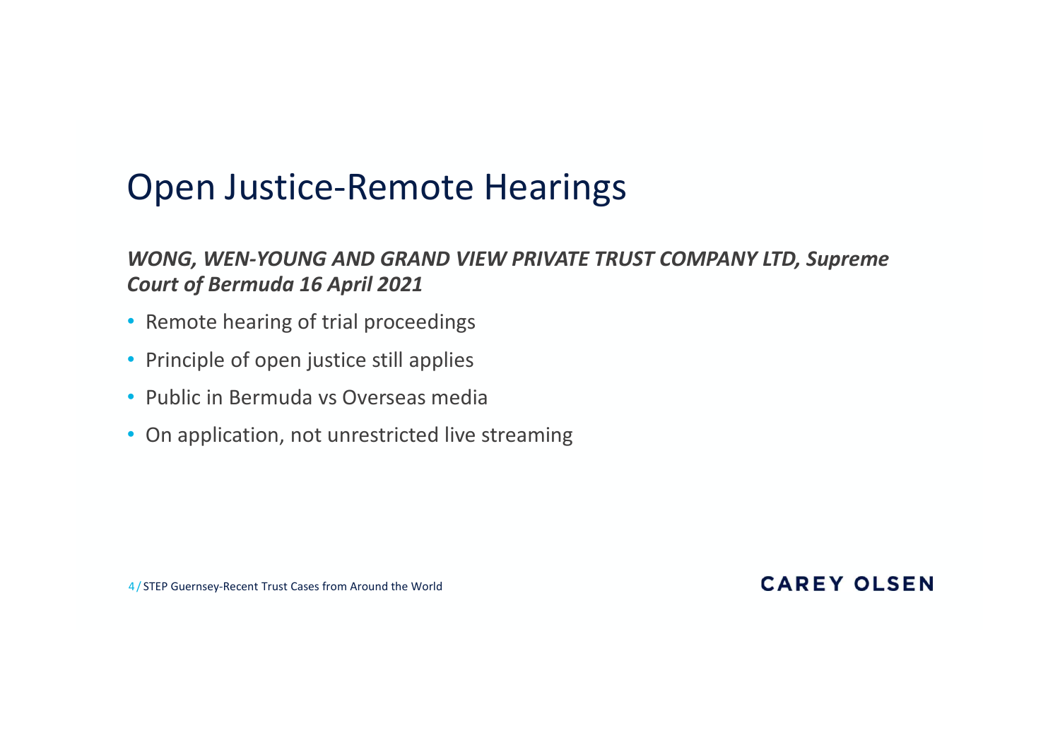# Open Justice-Remote Hearings

***WONG, WEN-YOUNG AND GRAND VIEW PRIVATE TRUST COMPANY LTD, Supreme Court of Bermuda 16 April 2021***

- Remote hearing of trial proceedings
- Principle of open justice still applies
- Public in Bermuda vs Overseas media
- On application, not unrestricted live streaming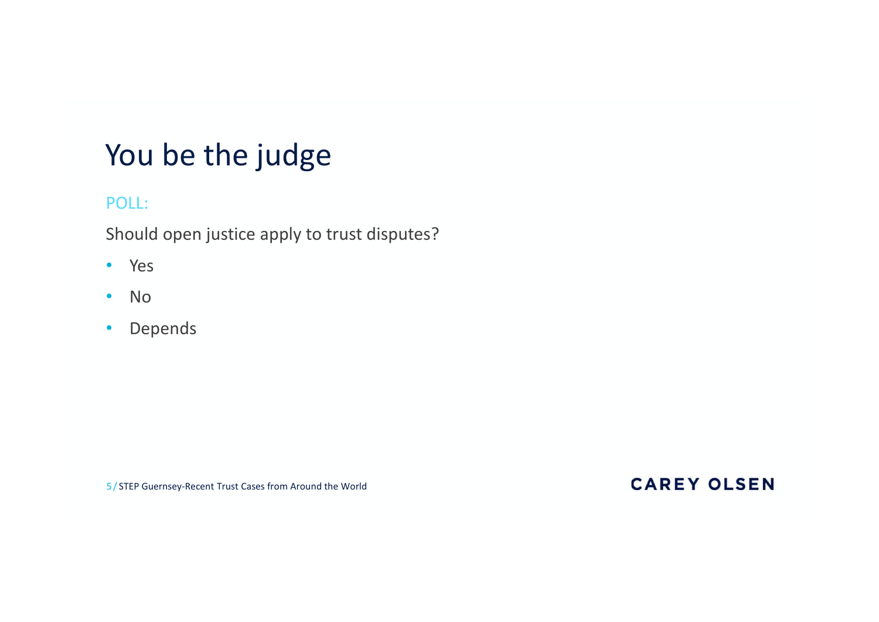# You be the judge

POLL:

Should open justice apply to trust disputes?

- Yes
- No
- Depends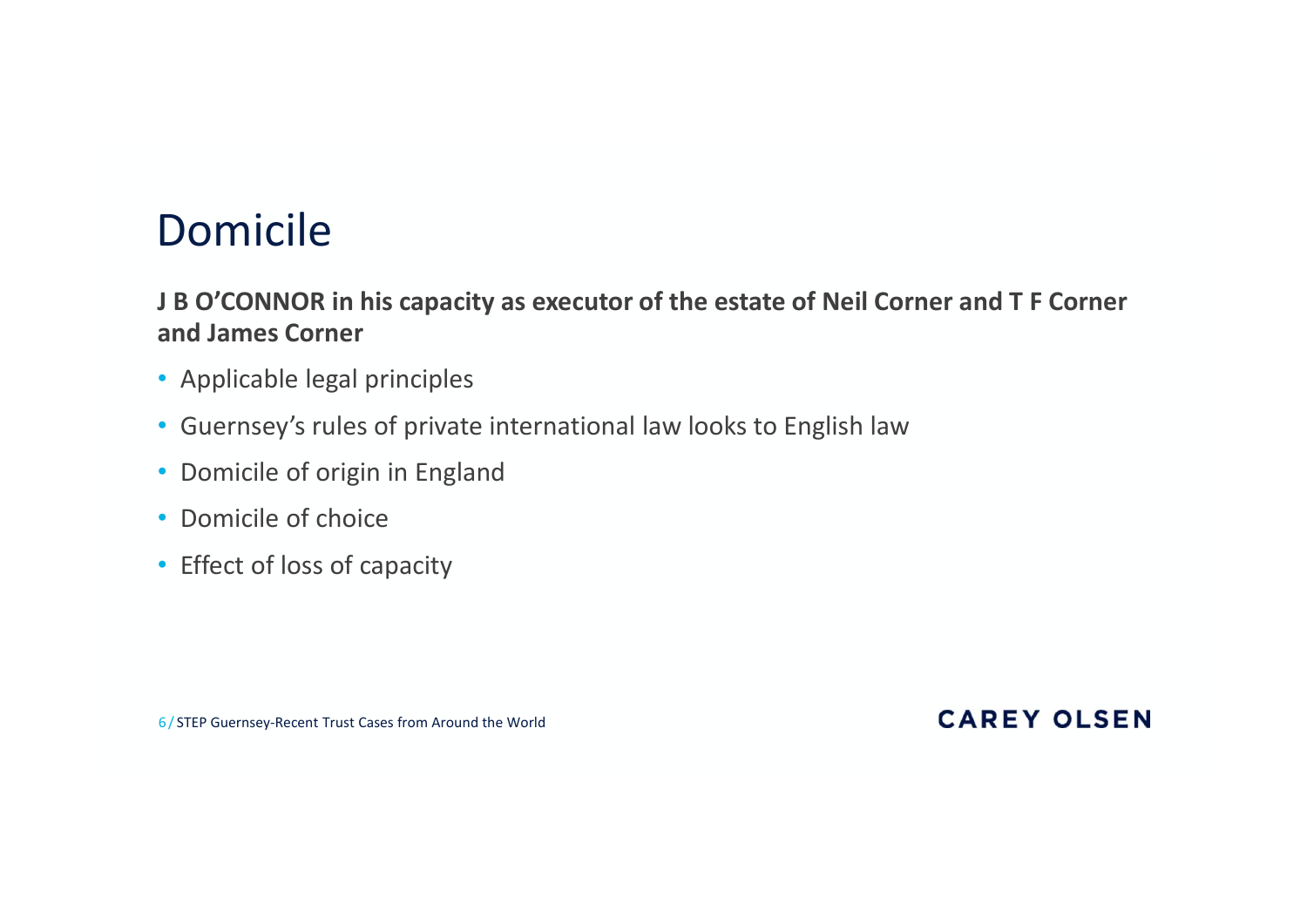# Domicile

**J B O'CONNOR in his capacity as executor of the estate of Neil Corner and T F Corner and James Corner**

- Applicable legal principles
- Guernsey's rules of private international law looks to English law
- Domicile of origin in England
- Domicile of choice
- Effect of loss of capacity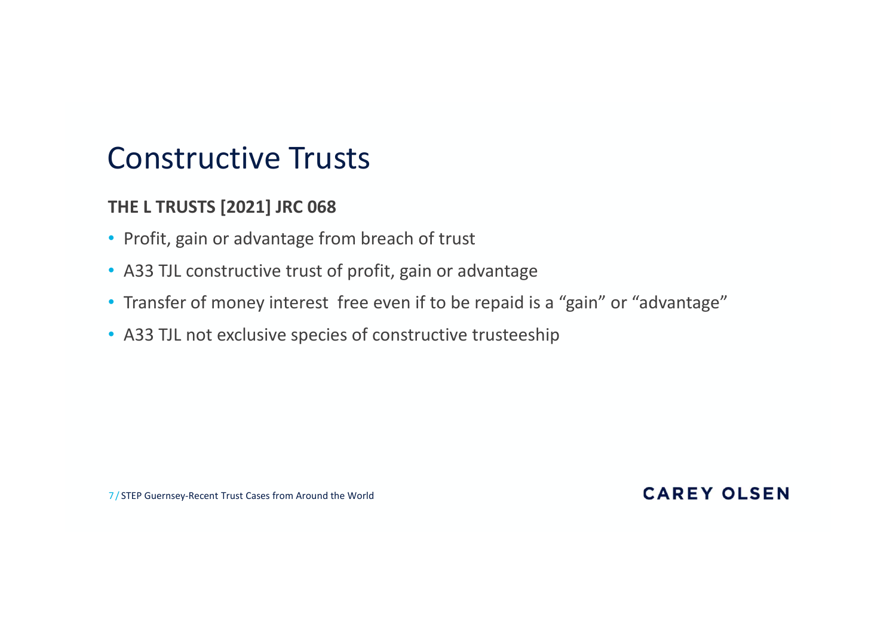# Constructive Trusts

**THE L TRUSTS [2021] JRC 068**

- Profit, gain or advantage from breach of trust
- A33 TJL constructive trust of profit, gain or advantage
- Transfer of money interest free even if to be repaid is a "gain" or "advantage"
- A33 TJL not exclusive species of constructive trusteeship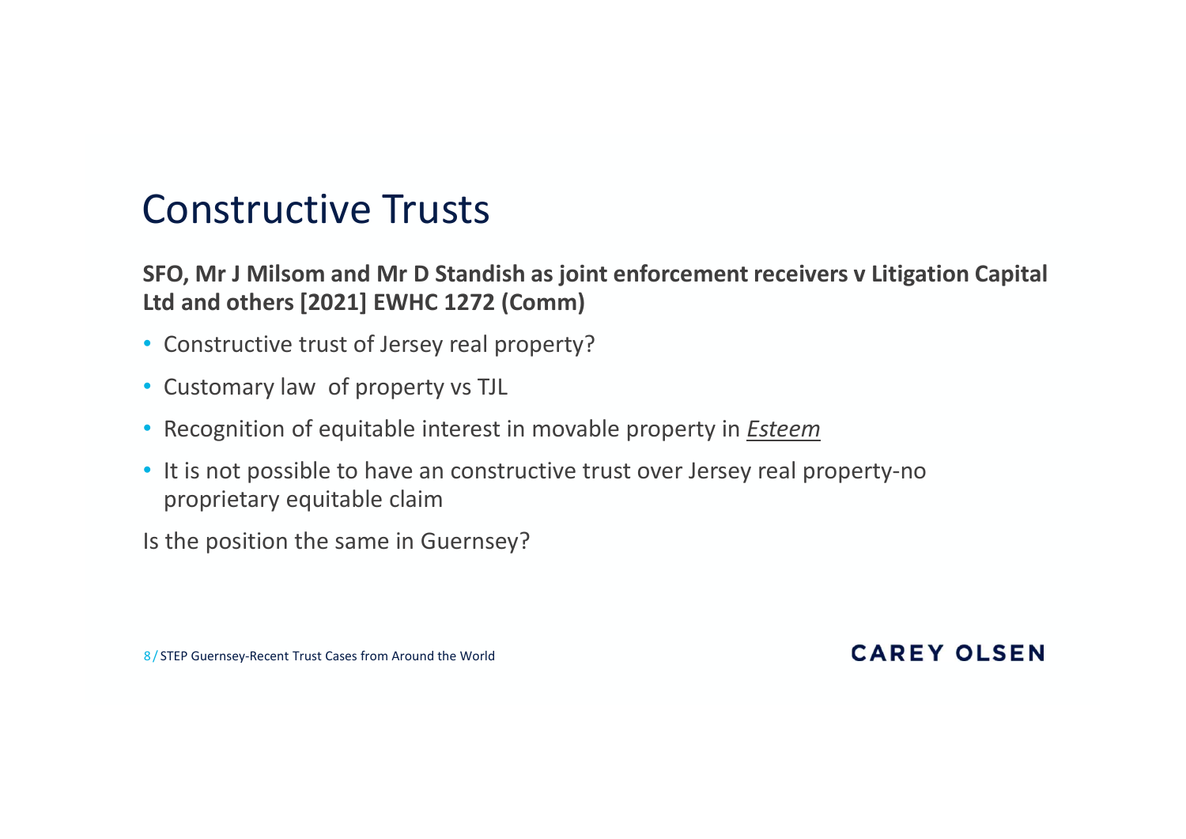# Constructive Trusts

**SFO, Mr J Milsom and Mr D Standish as joint enforcement receivers v Litigation Capital Ltd and others [2021] EWHC 1272 (Comm)**

- Constructive trust of Jersey real property?
- Customary law of property vs TJL
- Recognition of equitable interest in movable property in *Esteem*
- It is not possible to have an constructive trust over Jersey real property-no proprietary equitable claim

Is the position the same in Guernsey?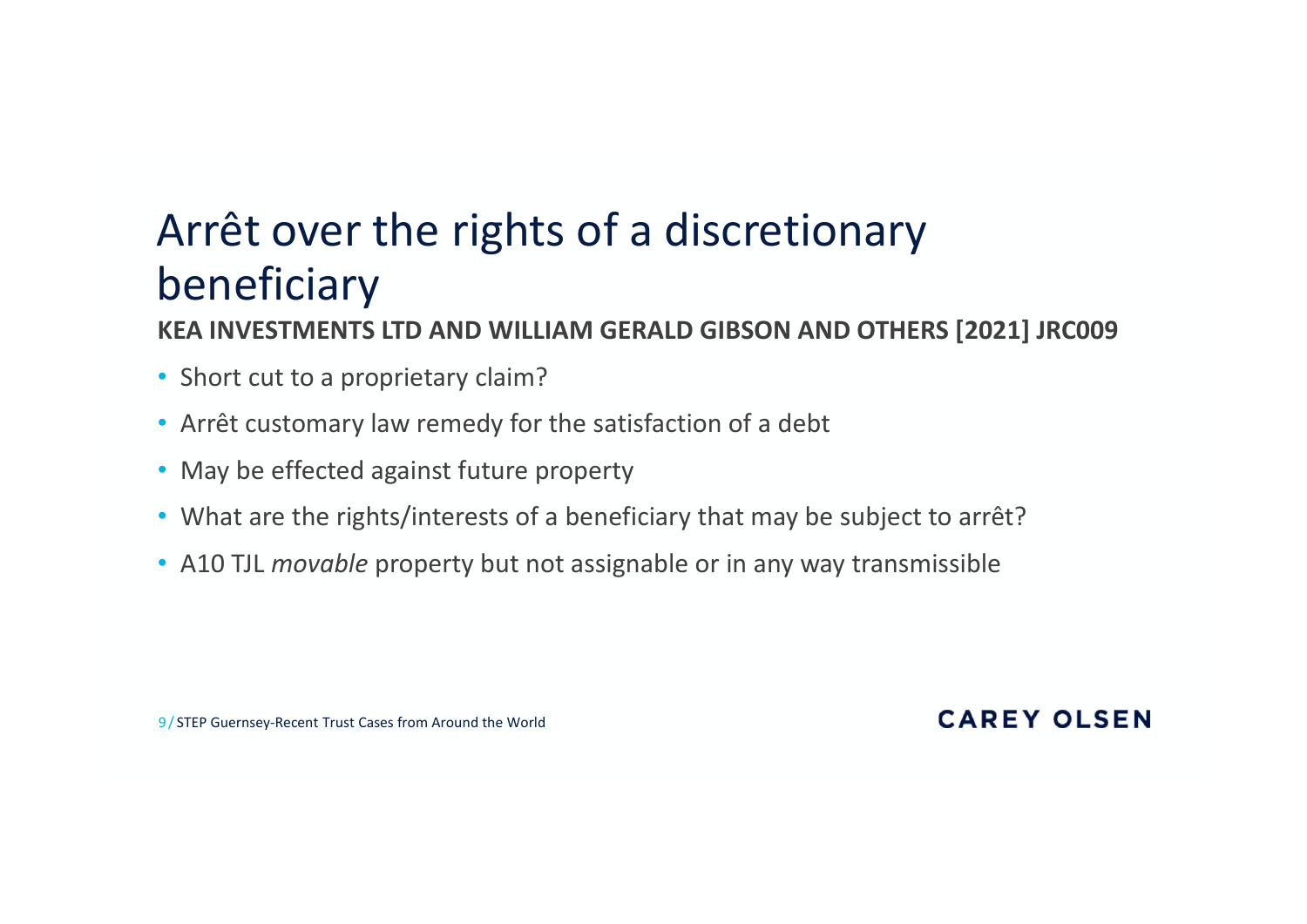# Arrêt over the rights of a discretionary beneficiary

**KEA INVESTMENTS LTD AND WILLIAM GERALD GIBSON AND OTHERS [2021] JRC009**

- Short cut to a proprietary claim?
- Arrêt customary law remedy for the satisfaction of a debt
- May be effected against future property
- What are the rights/interests of a beneficiary that may be subject to arrêt?
- A10 TJL *movable* property but not assignable or in any way transmissible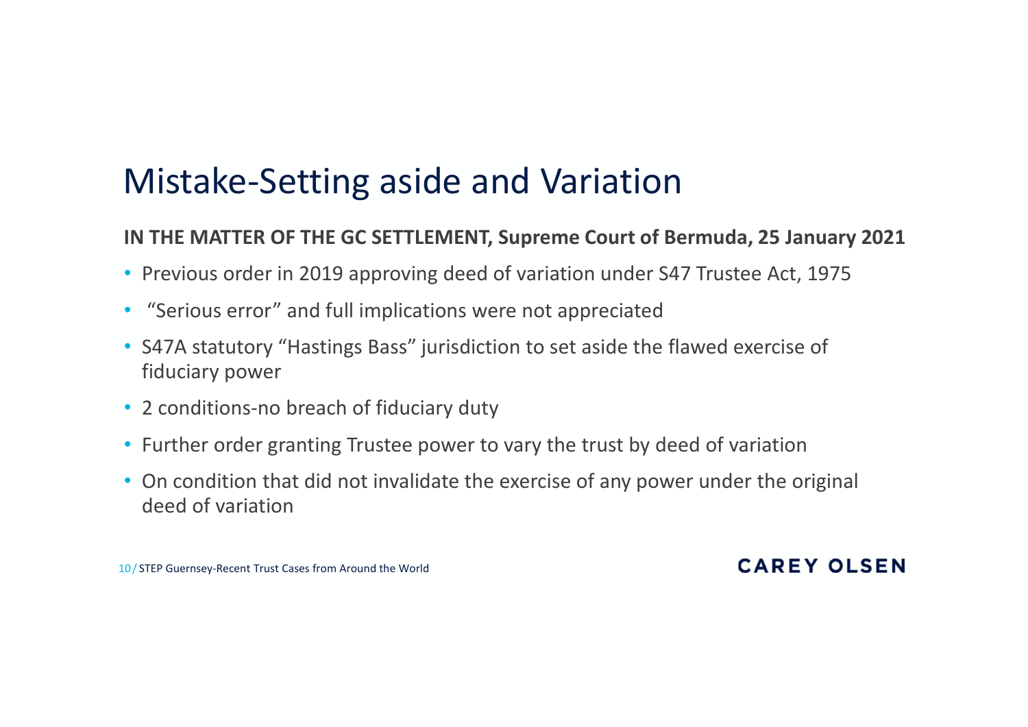# Mistake-Setting aside and Variation

**IN THE MATTER OF THE GC SETTLEMENT, Supreme Court of Bermuda, 25 January 2021**

- Previous order in 2019 approving deed of variation under S47 Trustee Act, 1975
- "Serious error" and full implications were not appreciated
- S47A statutory "Hastings Bass" jurisdiction to set aside the flawed exercise of fiduciary power
- 2 conditions-no breach of fiduciary duty
- Further order granting Trustee power to vary the trust by deed of variation
- On condition that did not invalidate the exercise of any power under the original deed of variation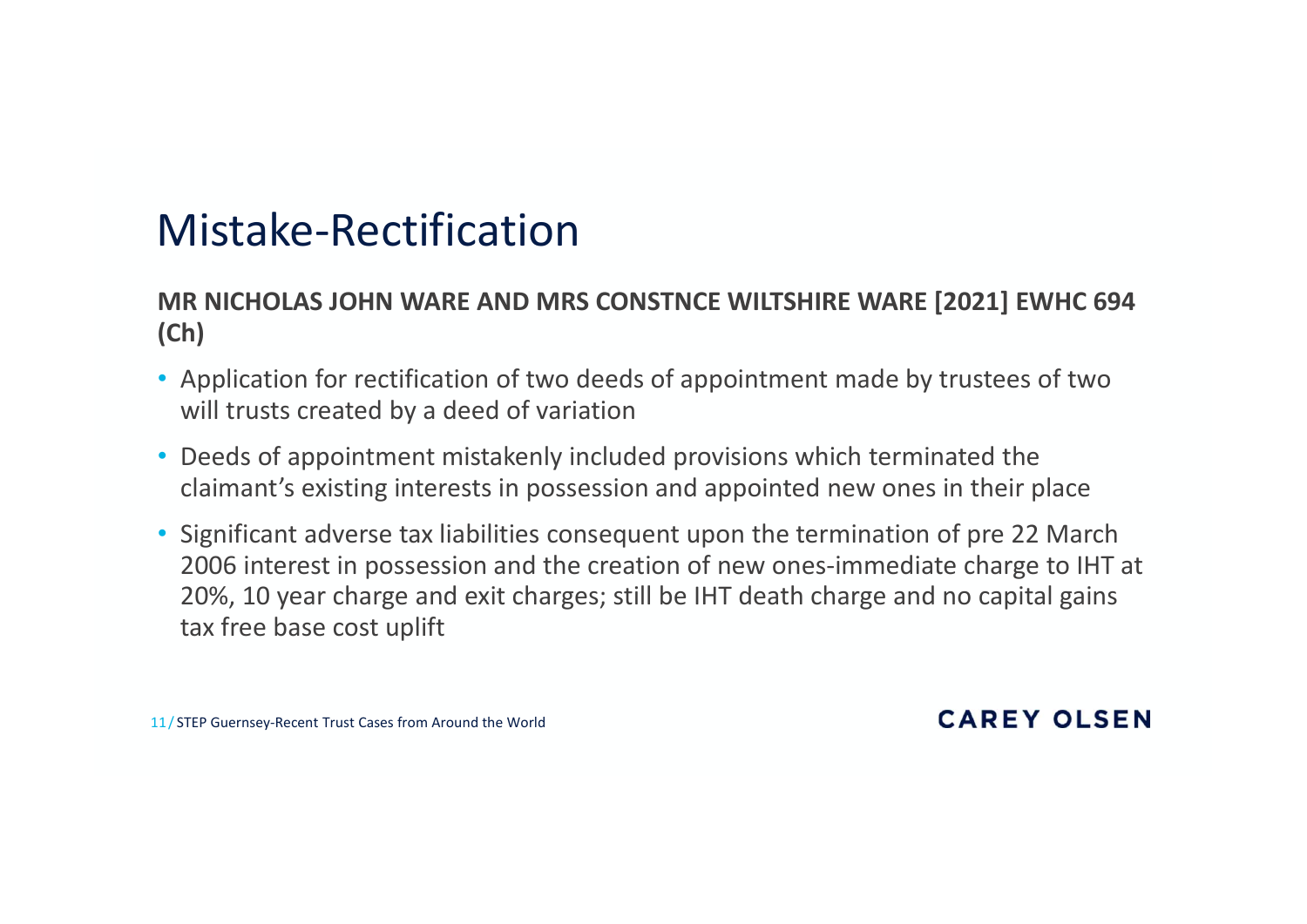# Mistake-Rectification

**MR NICHOLAS JOHN WARE AND MRS CONSTNCE WILTSHIRE WARE [2021] EWHC 694 (Ch)**

- Application for rectification of two deeds of appointment made by trustees of two will trusts created by a deed of variation
- Deeds of appointment mistakenly included provisions which terminated the claimant's existing interests in possession and appointed new ones in their place
- Significant adverse tax liabilities consequent upon the termination of pre 22 March 2006 interest in possession and the creation of new ones-immediate charge to IHT at 20%, 10 year charge and exit charges; still be IHT death charge and no capital gains tax free base cost uplift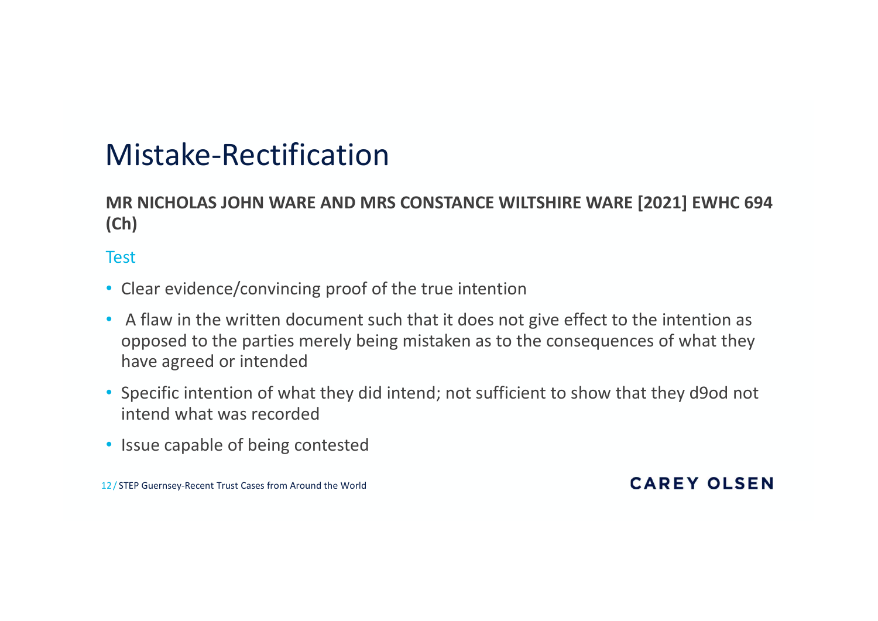# Mistake-Rectification

**MR NICHOLAS JOHN WARE AND MRS CONSTANCE WILTSHIRE WARE [2021] EWHC 694 (Ch)**

Test

- Clear evidence/convincing proof of the true intention
- A flaw in the written document such that it does not give effect to the intention as opposed to the parties merely being mistaken as to the consequences of what they have agreed or intended
- Specific intention of what they did intend; not sufficient to show that they d9od not intend what was recorded
- Issue capable of being contested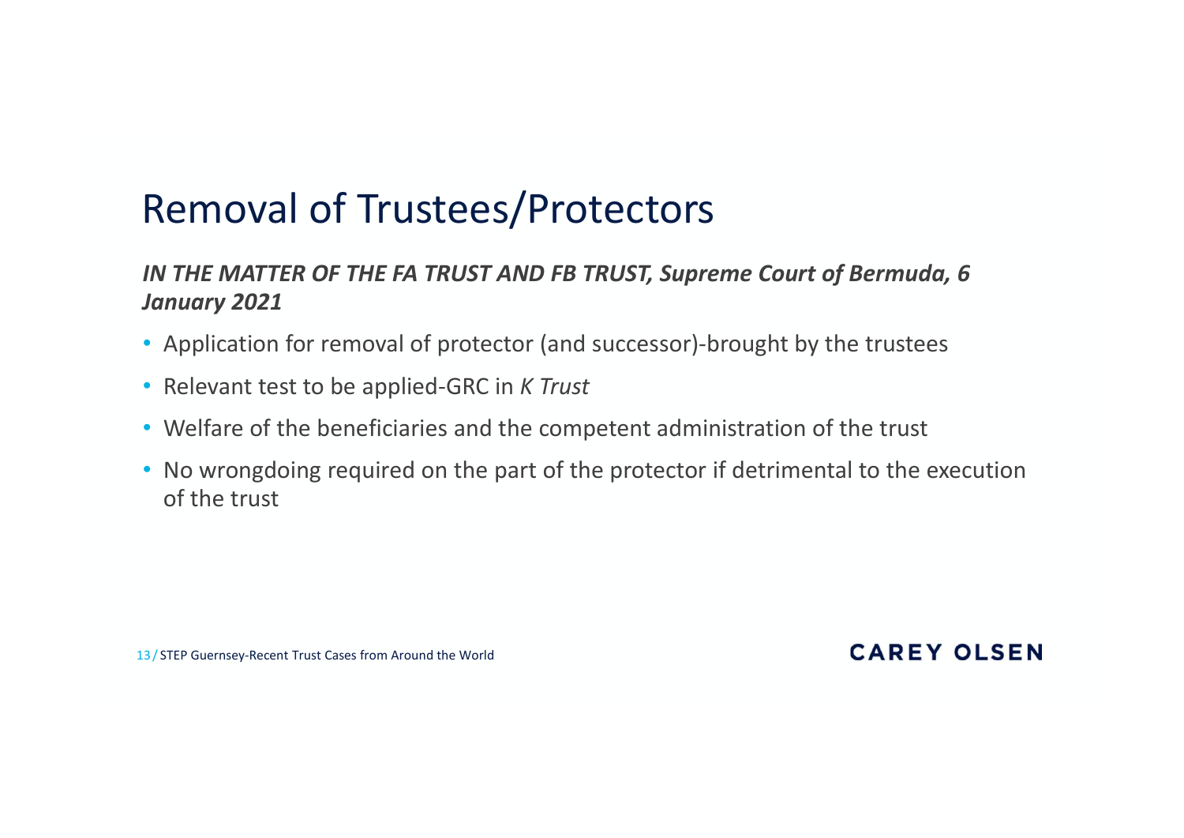# Removal of Trustees/Protectors

***IN THE MATTER OF THE FA TRUST AND FB TRUST, Supreme Court of Bermuda, 6 January 2021***

- Application for removal of protector (and successor)-brought by the trustees
- Relevant test to be applied-GRC in *K Trust*
- Welfare of the beneficiaries and the competent administration of the trust
- No wrongdoing required on the part of the protector if detrimental to the execution of the trust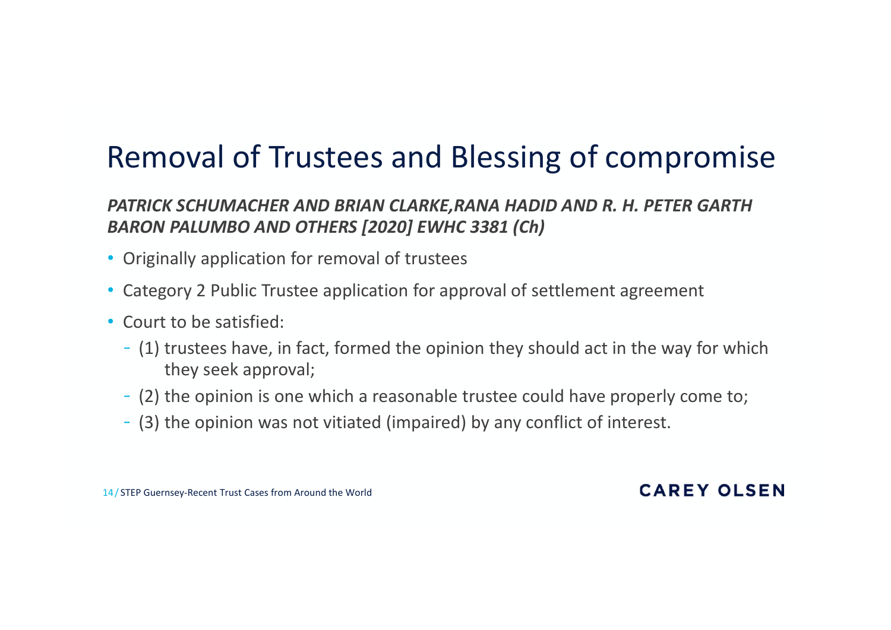# Removal of Trustees and Blessing of compromise

***PATRICK SCHUMACHER AND BRIAN CLARKE,RANA HADID AND R. H. PETER GARTH BARON PALUMBO AND OTHERS [2020] EWHC 3381 (Ch)***

- Originally application for removal of trustees
- Category 2 Public Trustee application for approval of settlement agreement
- Court to be satisfied:
  - (1) trustees have, in fact, formed the opinion they should act in the way for which they seek approval;
  - (2) the opinion is one which a reasonable trustee could have properly come to;
  - (3) the opinion was not vitiated (impaired) by any conflict of interest.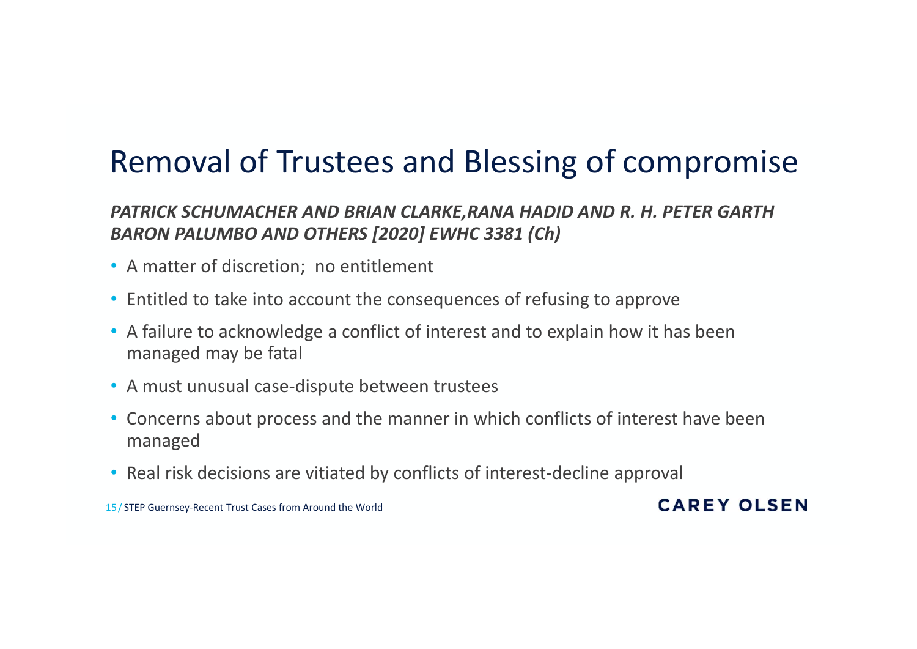# Removal of Trustees and Blessing of compromise

***PATRICK SCHUMACHER AND BRIAN CLARKE,RANA HADID AND R. H. PETER GARTH BARON PALUMBO AND OTHERS [2020] EWHC 3381 (Ch)***

- A matter of discretion; no entitlement
- Entitled to take into account the consequences of refusing to approve
- A failure to acknowledge a conflict of interest and to explain how it has been managed may be fatal
- A must unusual case-dispute between trustees
- Concerns about process and the manner in which conflicts of interest have been managed
- Real risk decisions are vitiated by conflicts of interest-decline approval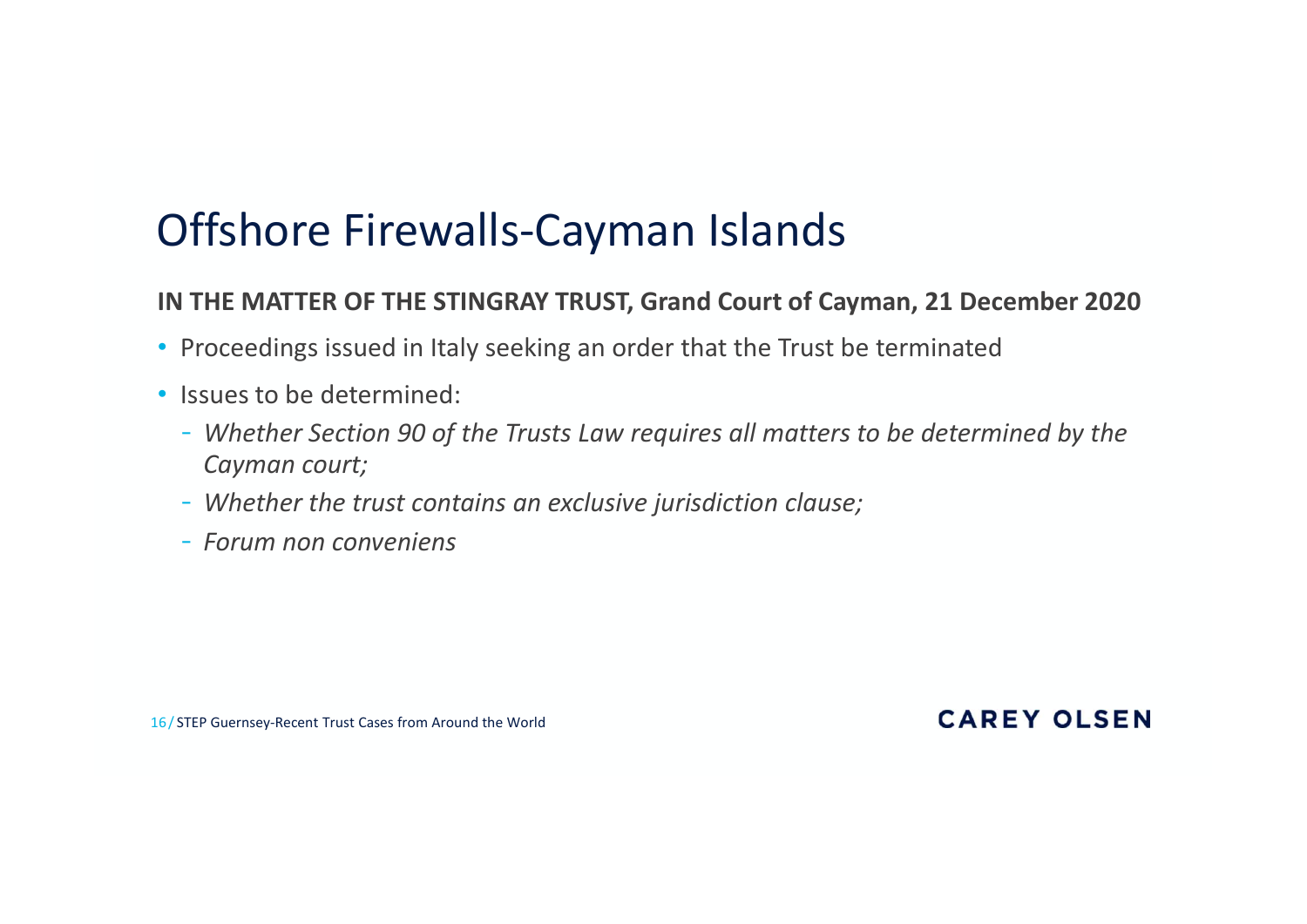# Offshore Firewalls-Cayman Islands

**IN THE MATTER OF THE STINGRAY TRUST, Grand Court of Cayman, 21 December 2020**

- Proceedings issued in Italy seeking an order that the Trust be terminated
- Issues to be determined:
  - *Whether Section 90 of the Trusts Law requires all matters to be determined by the Cayman court;*
  - *Whether the trust contains an exclusive jurisdiction clause;*
  - *Forum non conveniens*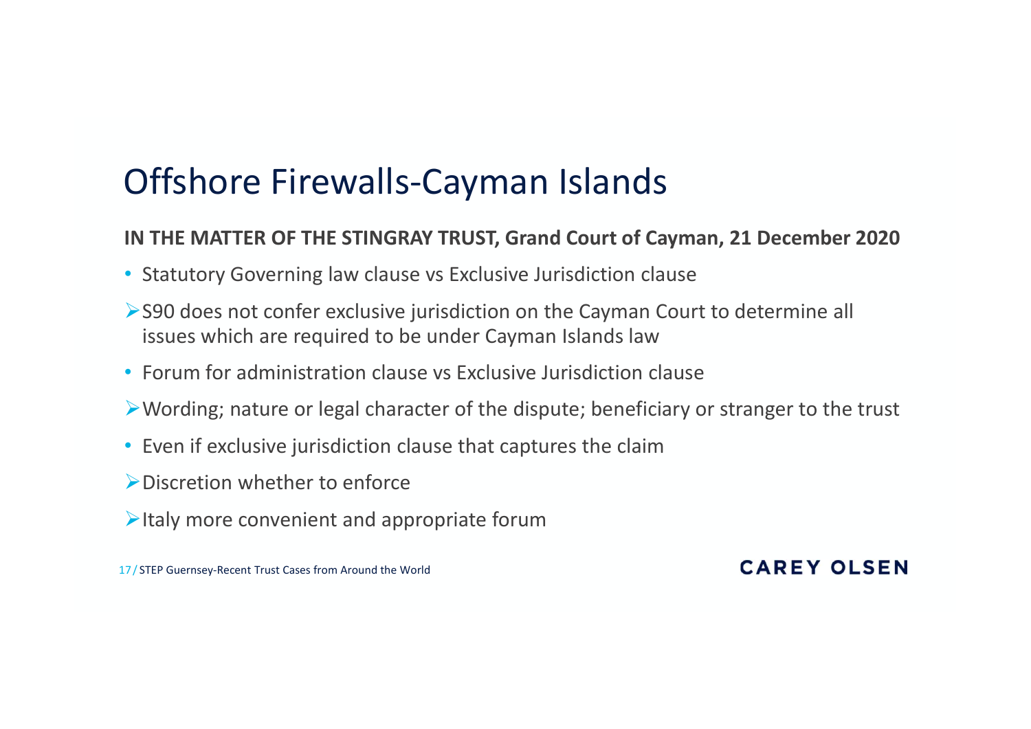# Offshore Firewalls-Cayman Islands

**IN THE MATTER OF THE STINGRAY TRUST, Grand Court of Cayman, 21 December 2020**

- Statutory Governing law clause vs Exclusive Jurisdiction clause
  - S90 does not confer exclusive jurisdiction on the Cayman Court to determine all issues which are required to be under Cayman Islands law
- Forum for administration clause vs Exclusive Jurisdiction clause
  - Wording; nature or legal character of the dispute; beneficiary or stranger to the trust
- Even if exclusive jurisdiction clause that captures the claim
  - Discretion whether to enforce
  - Italy more convenient and appropriate forum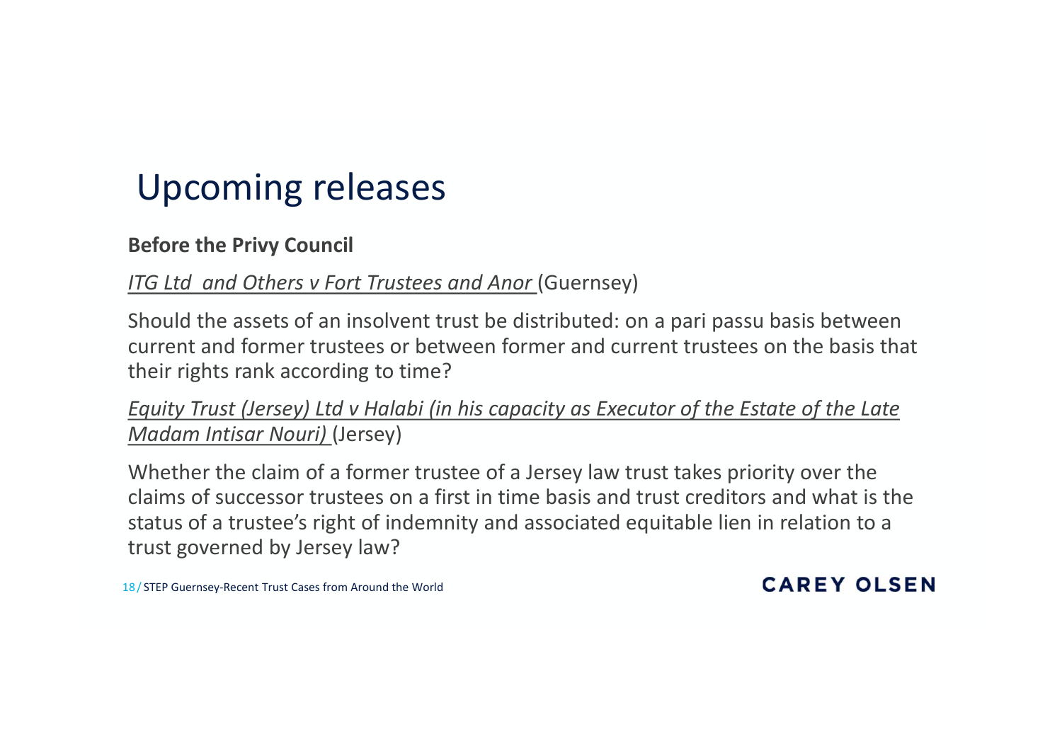# Upcoming releases

**Before the Privy Council**

*ITG Ltd and Others v Fort Trustees and Anor* (Guernsey)

Should the assets of an insolvent trust be distributed: on a pari passu basis between current and former trustees or between former and current trustees on the basis that their rights rank according to time?

*Equity Trust (Jersey) Ltd v Halabi (in his capacity as Executor of the Estate of the Late Madam Intisar Nouri)* (Jersey)

Whether the claim of a former trustee of a Jersey law trust takes priority over the claims of successor trustees on a first in time basis and trust creditors and what is the status of a trustee's right of indemnity and associated equitable lien in relation to a trust governed by Jersey law?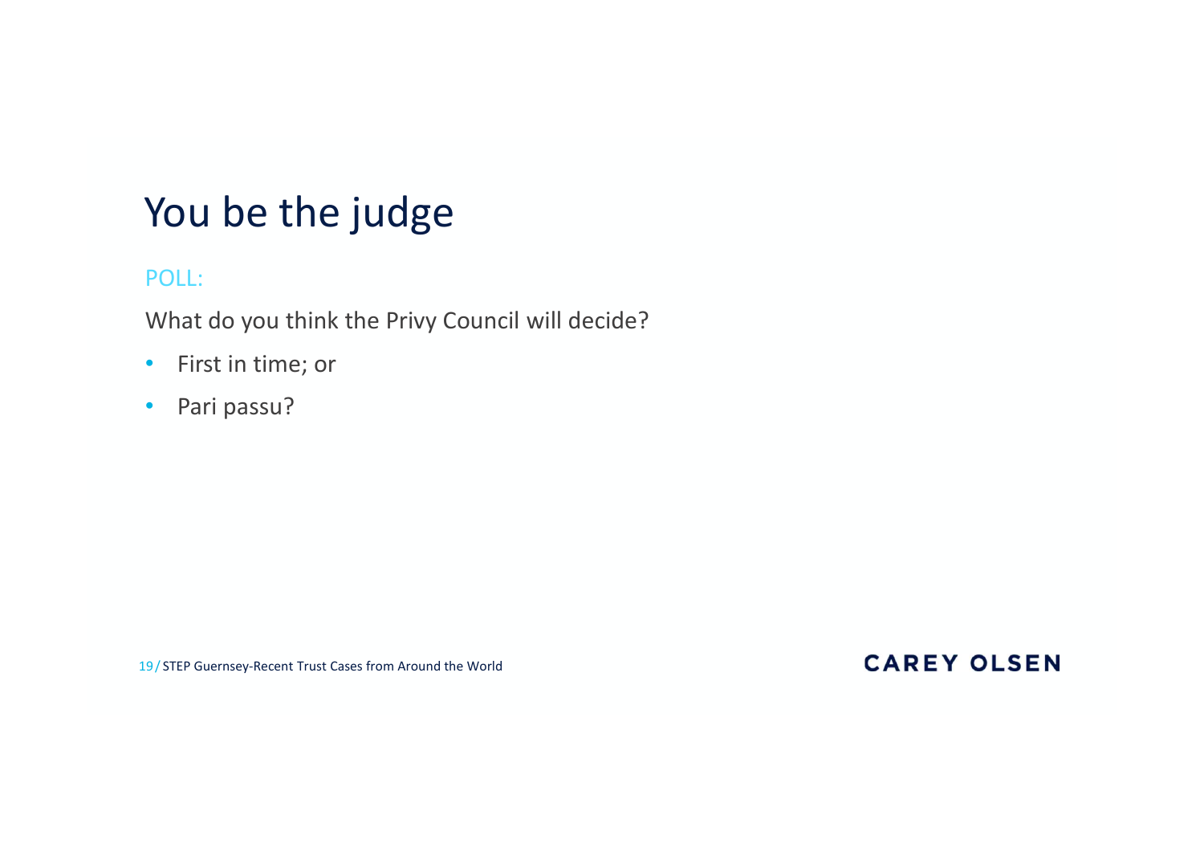# You be the judge

POLL:

What do you think the Privy Council will decide?

- First in time; or
- Pari passu?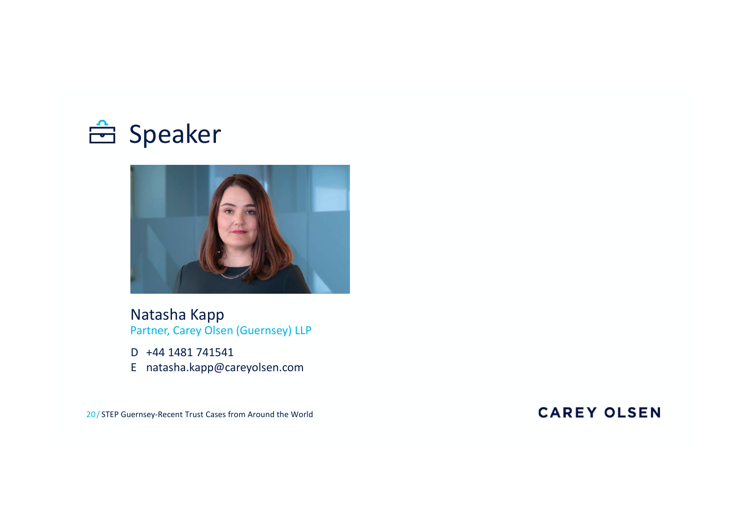# Speaker

Natasha Kapp
Partner, Carey Olsen (Guernsey) LLP

D +44 1481 741541
E natasha.kapp@careyolsen.com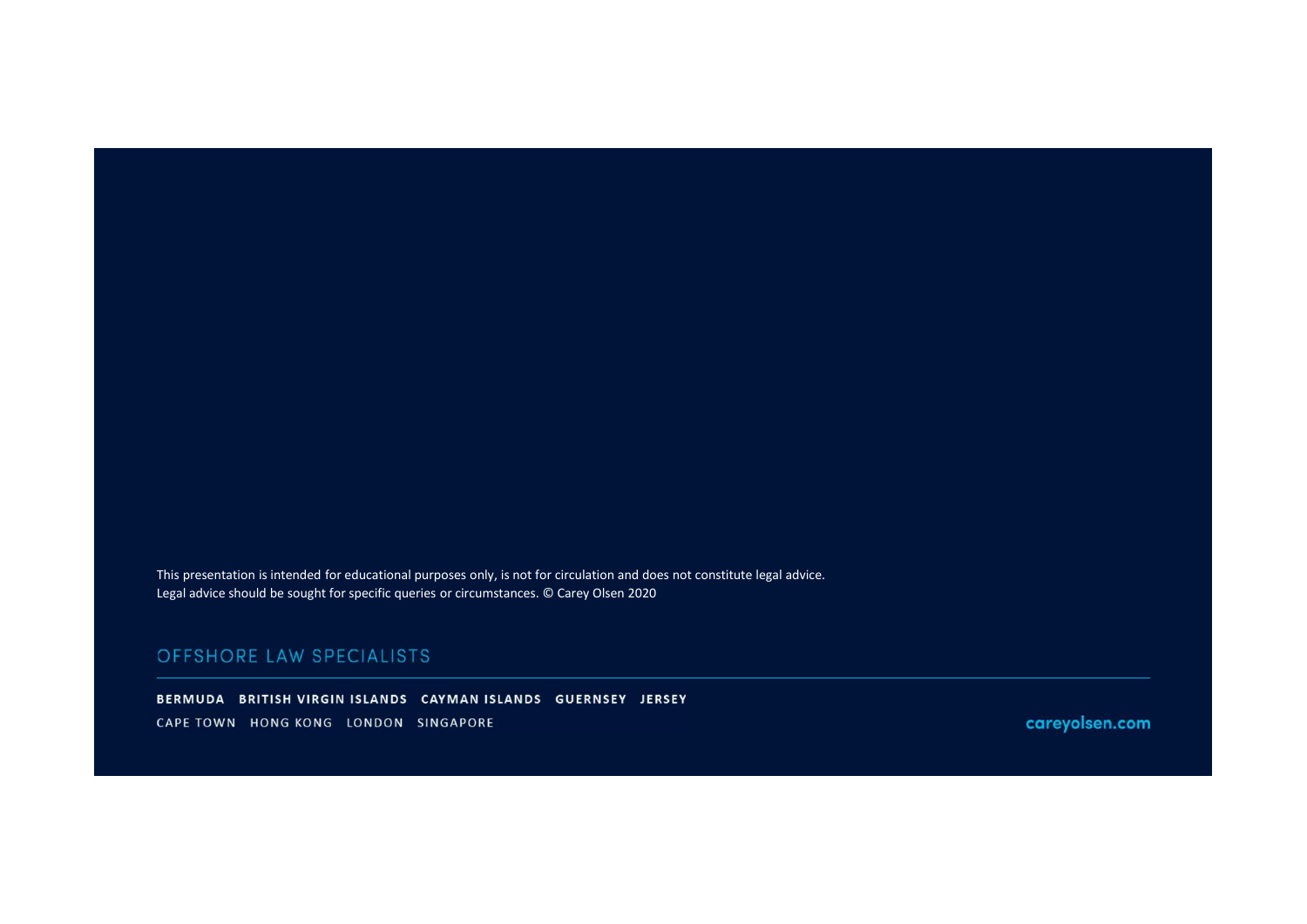This presentation is intended for educational purposes only, is not for circulation and does not constitute legal advice.
Legal advice should be sought for specific queries or circumstances. © Carey Olsen 2020

OFFSHORE LAW SPECIALISTS

**BERMUDA BRITISH VIRGIN ISLANDS CAYMAN ISLANDS GUERNSEY JERSEY**

CAPE TOWN HONG KONG LONDON SINGAPORE

careyolsen.com